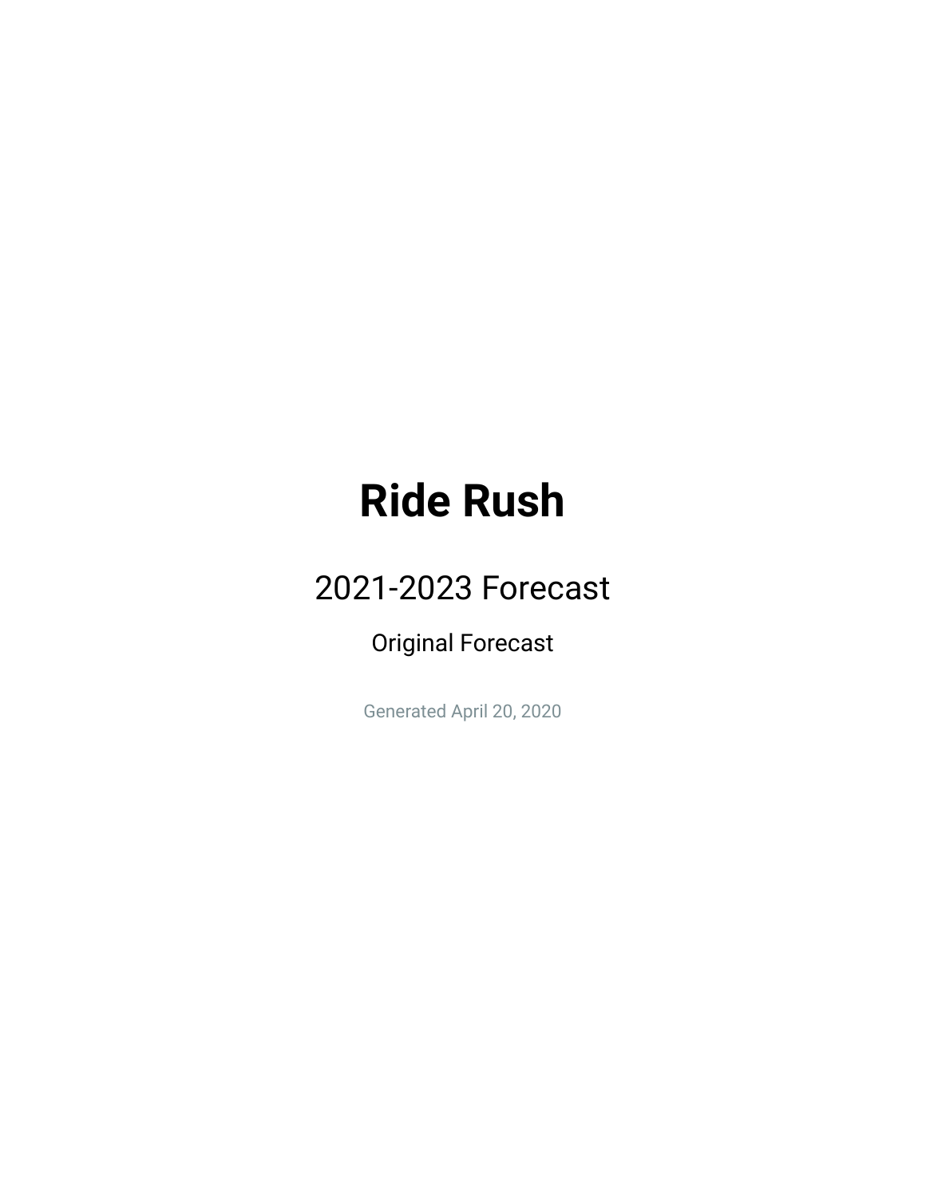# Ride Rush

## 2021-2023 Forecast

### Original Forecast

Generated April 20, 2020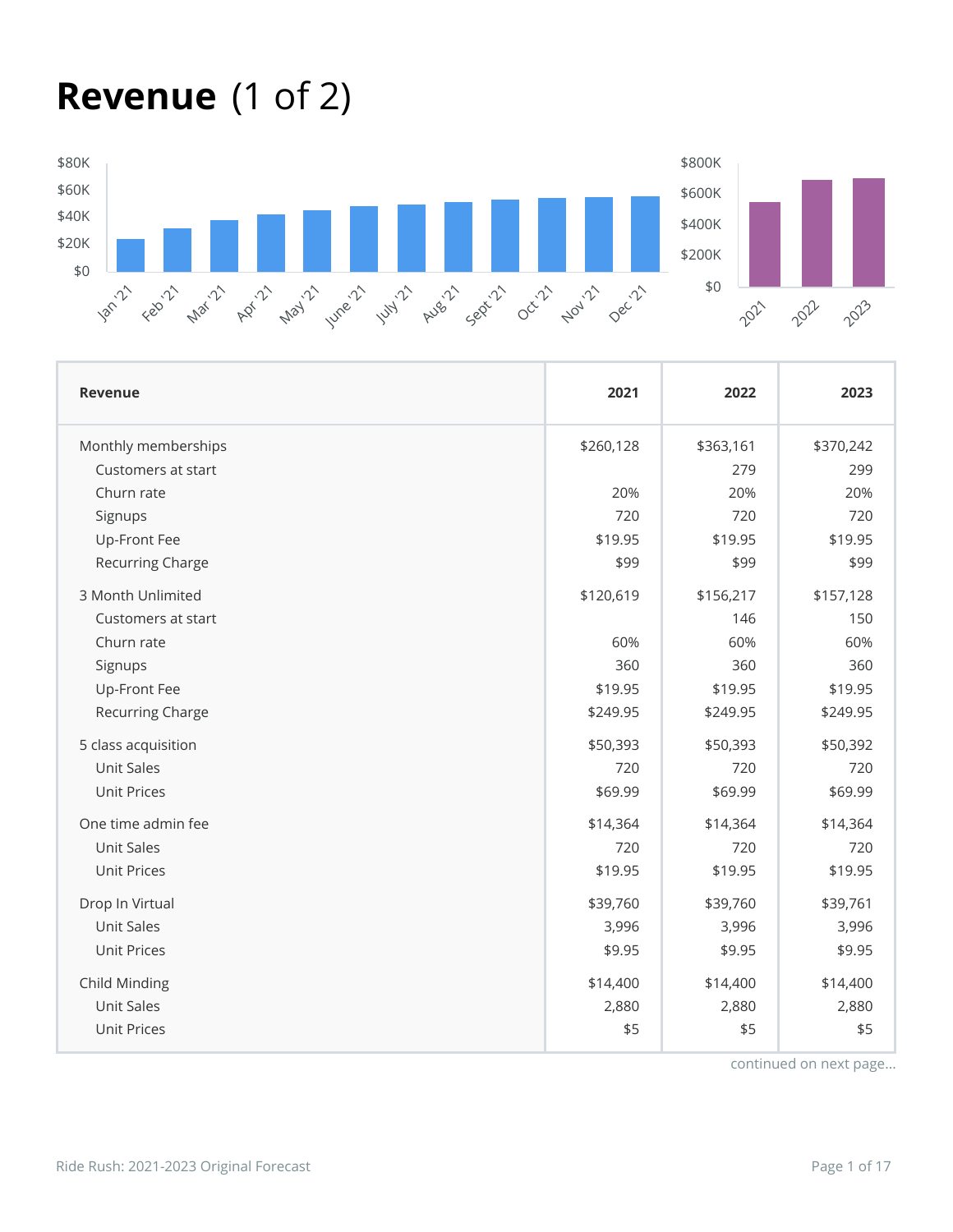# Revenue (1 of 2)

| Revenue | 2021 | 2022 | 2023 |
|---|---|---|---|
| Monthly memberships | $260,128 | $363,161 | $370,242 |
| Customers at start | | 279 | 299 |
| Churn rate | 20% | 20% | 20% |
| Signups | 720 | 720 | 720 |
| Up-Front Fee | $19.95 | $19.95 | $19.95 |
| Recurring Charge | $99 | $99 | $99 |
| 3 Month Unlimited | $120,619 | $156,217 | $157,128 |
| Customers at start | | 146 | 150 |
| Churn rate | 60% | 60% | 60% |
| Signups | 360 | 360 | 360 |
| Up-Front Fee | $19.95 | $19.95 | $19.95 |
| Recurring Charge | $249.95 | $249.95 | $249.95 |
| 5 class acquisition | $50,393 | $50,393 | $50,392 |
| Unit Sales | 720 | 720 | 720 |
| Unit Prices | $69.99 | $69.99 | $69.99 |
| One time admin fee | $14,364 | $14,364 | $14,364 |
| Unit Sales | 720 | 720 | 720 |
| Unit Prices | $19.95 | $19.95 | $19.95 |
| Drop In Virtual | $39,760 | $39,760 | $39,761 |
| Unit Sales | 3,996 | 3,996 | 3,996 |
| Unit Prices | $9.95 | $9.95 | $9.95 |
| Child Minding | $14,400 | $14,400 | $14,400 |
| Unit Sales | 2,880 | 2,880 | 2,880 |
| Unit Prices | $5 | $5 | $5 |

continued on next page...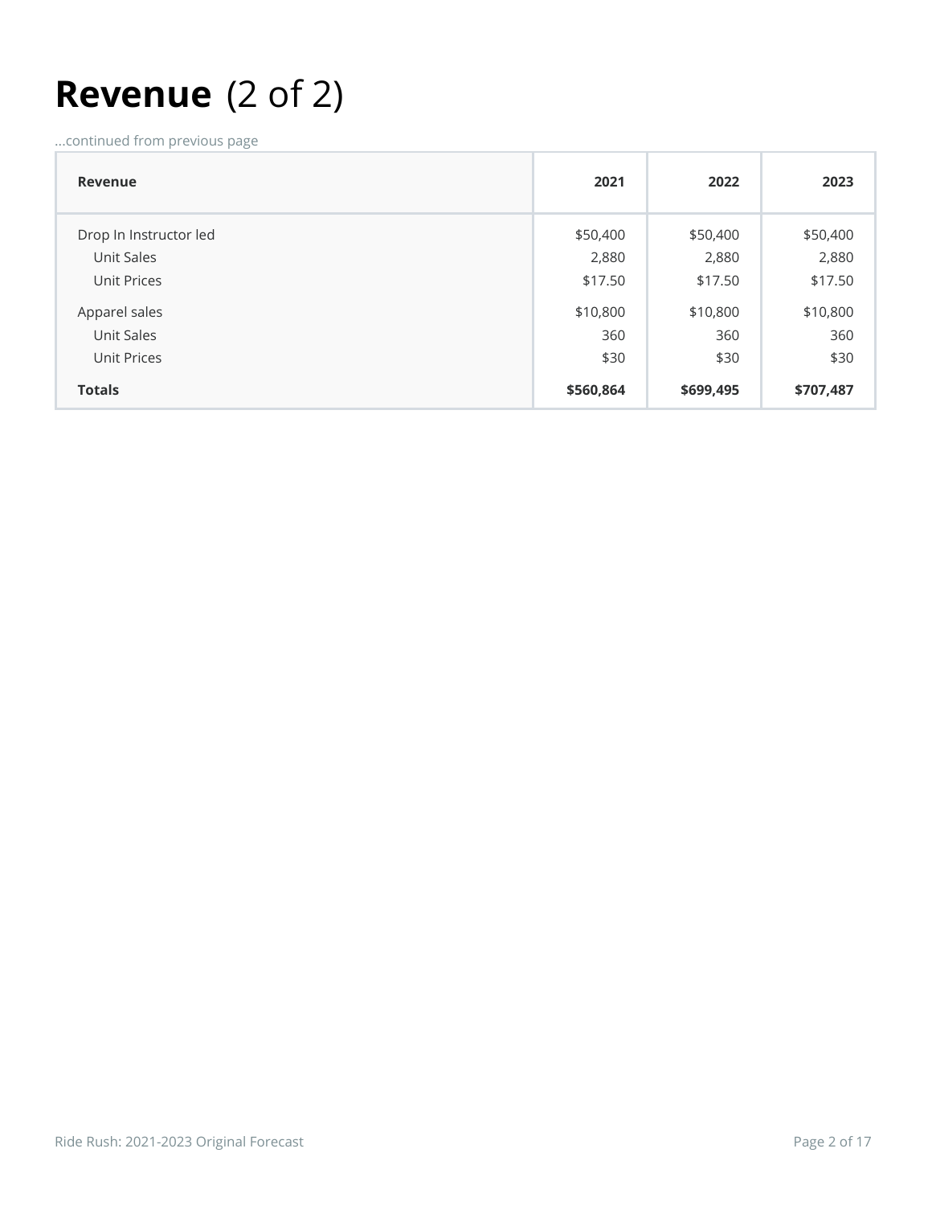# Revenue (2 of 2)

...continued from previous page

| Revenue | 2021 | 2022 | 2023 |
|---|---|---|---|
| Drop In Instructor led | $50,400 | $50,400 | $50,400 |
| Unit Sales | 2,880 | 2,880 | 2,880 |
| Unit Prices | $17.50 | $17.50 | $17.50 |
| Apparel sales | $10,800 | $10,800 | $10,800 |
| Unit Sales | 360 | 360 | 360 |
| Unit Prices | $30 | $30 | $30 |
| **Totals** | **$560,864** | **$699,495** | **$707,487** |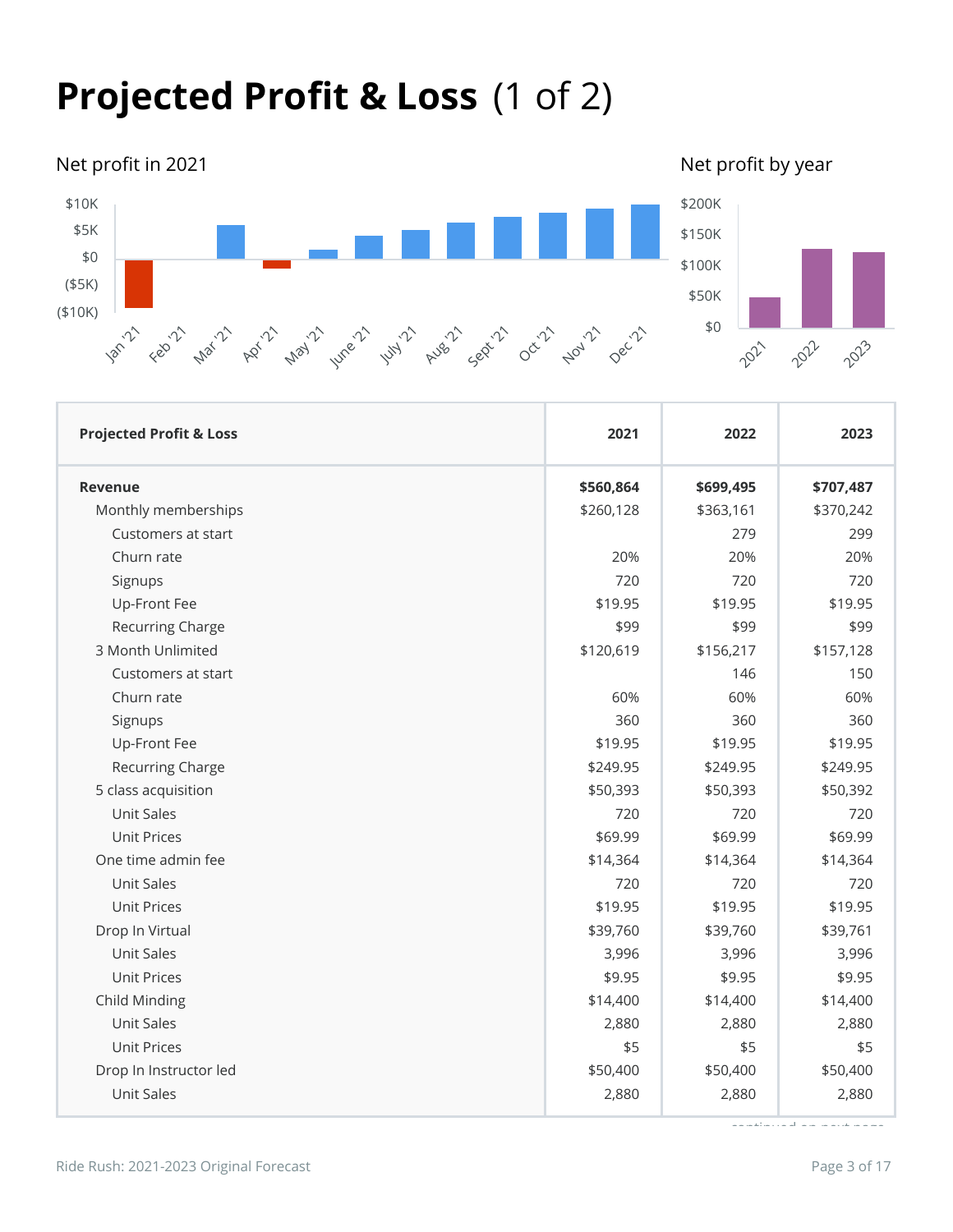# Projected Profit & Loss (1 of 2)

Net profit in 2021

Net profit by year

| Projected Profit & Loss | 2021 | 2022 | 2023 |
|---|---|---|---|
| **Revenue** | **$560,864** | **$699,495** | **$707,487** |
| Monthly memberships | $260,128 | $363,161 | $370,242 |
| Customers at start | | 279 | 299 |
| Churn rate | 20% | 20% | 20% |
| Signups | 720 | 720 | 720 |
| Up-Front Fee | $19.95 | $19.95 | $19.95 |
| Recurring Charge | $99 | $99 | $99 |
| 3 Month Unlimited | $120,619 | $156,217 | $157,128 |
| Customers at start | | 146 | 150 |
| Churn rate | 60% | 60% | 60% |
| Signups | 360 | 360 | 360 |
| Up-Front Fee | $19.95 | $19.95 | $19.95 |
| Recurring Charge | $249.95 | $249.95 | $249.95 |
| 5 class acquisition | $50,393 | $50,393 | $50,392 |
| Unit Sales | 720 | 720 | 720 |
| Unit Prices | $69.99 | $69.99 | $69.99 |
| One time admin fee | $14,364 | $14,364 | $14,364 |
| Unit Sales | 720 | 720 | 720 |
| Unit Prices | $19.95 | $19.95 | $19.95 |
| Drop In Virtual | $39,760 | $39,760 | $39,761 |
| Unit Sales | 3,996 | 3,996 | 3,996 |
| Unit Prices | $9.95 | $9.95 | $9.95 |
| Child Minding | $14,400 | $14,400 | $14,400 |
| Unit Sales | 2,880 | 2,880 | 2,880 |
| Unit Prices | $5 | $5 | $5 |
| Drop In Instructor led | $50,400 | $50,400 | $50,400 |
| Unit Sales | 2,880 | 2,880 | 2,880 |

continued on next page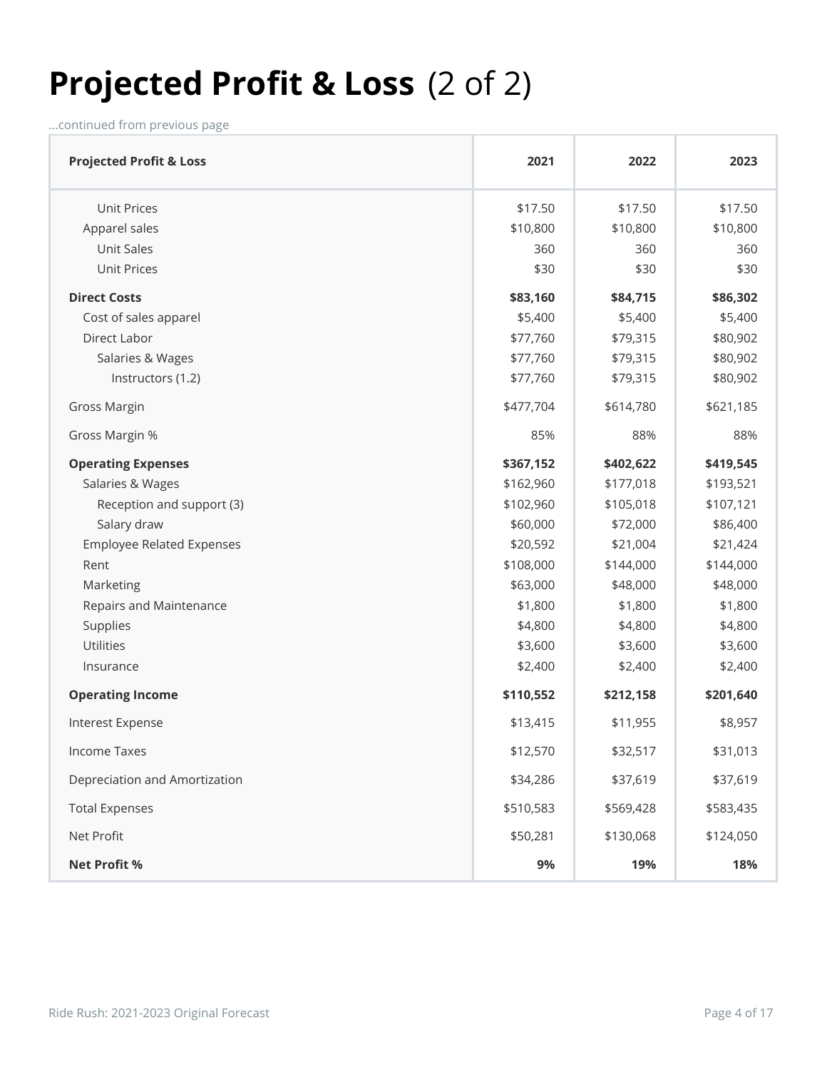# Projected Profit & Loss (2 of 2)

...continued from previous page

| Projected Profit & Loss | 2021 | 2022 | 2023 |
|---|---:|---:|---:|
| Unit Prices | $17.50 | $17.50 | $17.50 |
| Apparel sales | $10,800 | $10,800 | $10,800 |
| Unit Sales | 360 | 360 | 360 |
| Unit Prices | $30 | $30 | $30 |
| **Direct Costs** | **$83,160** | **$84,715** | **$86,302** |
| Cost of sales apparel | $5,400 | $5,400 | $5,400 |
| Direct Labor | $77,760 | $79,315 | $80,902 |
| Salaries & Wages | $77,760 | $79,315 | $80,902 |
| Instructors (1.2) | $77,760 | $79,315 | $80,902 |
| Gross Margin | $477,704 | $614,780 | $621,185 |
| Gross Margin % | 85% | 88% | 88% |
| **Operating Expenses** | **$367,152** | **$402,622** | **$419,545** |
| Salaries & Wages | $162,960 | $177,018 | $193,521 |
| Reception and support (3) | $102,960 | $105,018 | $107,121 |
| Salary draw | $60,000 | $72,000 | $86,400 |
| Employee Related Expenses | $20,592 | $21,004 | $21,424 |
| Rent | $108,000 | $144,000 | $144,000 |
| Marketing | $63,000 | $48,000 | $48,000 |
| Repairs and Maintenance | $1,800 | $1,800 | $1,800 |
| Supplies | $4,800 | $4,800 | $4,800 |
| Utilities | $3,600 | $3,600 | $3,600 |
| Insurance | $2,400 | $2,400 | $2,400 |
| **Operating Income** | **$110,552** | **$212,158** | **$201,640** |
| Interest Expense | $13,415 | $11,955 | $8,957 |
| Income Taxes | $12,570 | $32,517 | $31,013 |
| Depreciation and Amortization | $34,286 | $37,619 | $37,619 |
| Total Expenses | $510,583 | $569,428 | $583,435 |
| Net Profit | $50,281 | $130,068 | $124,050 |
| **Net Profit %** | **9%** | **19%** | **18%** |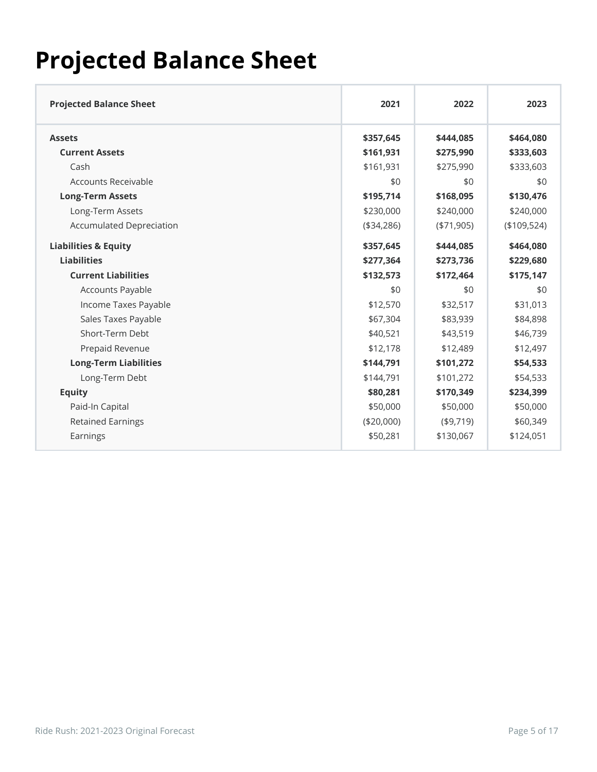# Projected Balance Sheet

| Projected Balance Sheet | 2021 | 2022 | 2023 |
|---|---|---|---|
| **Assets** | **$357,645** | **$444,085** | **$464,080** |
| **Current Assets** | **$161,931** | **$275,990** | **$333,603** |
| Cash | $161,931 | $275,990 | $333,603 |
| Accounts Receivable | $0 | $0 | $0 |
| **Long-Term Assets** | **$195,714** | **$168,095** | **$130,476** |
| Long-Term Assets | $230,000 | $240,000 | $240,000 |
| Accumulated Depreciation | ($34,286) | ($71,905) | ($109,524) |
| **Liabilities & Equity** | **$357,645** | **$444,085** | **$464,080** |
| **Liabilities** | **$277,364** | **$273,736** | **$229,680** |
| **Current Liabilities** | **$132,573** | **$172,464** | **$175,147** |
| Accounts Payable | $0 | $0 | $0 |
| Income Taxes Payable | $12,570 | $32,517 | $31,013 |
| Sales Taxes Payable | $67,304 | $83,939 | $84,898 |
| Short-Term Debt | $40,521 | $43,519 | $46,739 |
| Prepaid Revenue | $12,178 | $12,489 | $12,497 |
| **Long-Term Liabilities** | **$144,791** | **$101,272** | **$54,533** |
| Long-Term Debt | $144,791 | $101,272 | $54,533 |
| **Equity** | **$80,281** | **$170,349** | **$234,399** |
| Paid-In Capital | $50,000 | $50,000 | $50,000 |
| Retained Earnings | ($20,000) | ($9,719) | $60,349 |
| Earnings | $50,281 | $130,067 | $124,051 |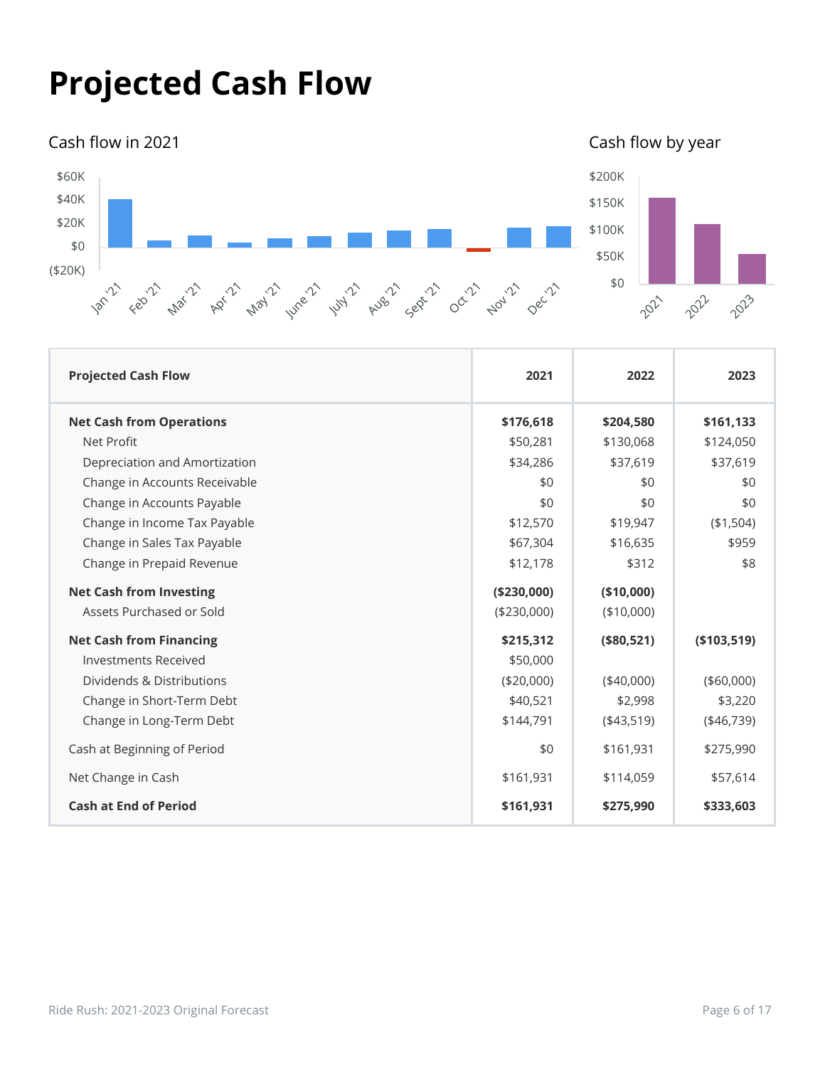# Projected Cash Flow

## Cash flow in 2021

## Cash flow by year

| Projected Cash Flow | 2021 | 2022 | 2023 |
|---|---|---|---|
| **Net Cash from Operations** | **$176,618** | **$204,580** | **$161,133** |
| Net Profit | $50,281 | $130,068 | $124,050 |
| Depreciation and Amortization | $34,286 | $37,619 | $37,619 |
| Change in Accounts Receivable | $0 | $0 | $0 |
| Change in Accounts Payable | $0 | $0 | $0 |
| Change in Income Tax Payable | $12,570 | $19,947 | ($1,504) |
| Change in Sales Tax Payable | $67,304 | $16,635 | $959 |
| Change in Prepaid Revenue | $12,178 | $312 | $8 |
| **Net Cash from Investing** | **($230,000)** | **($10,000)** | |
| Assets Purchased or Sold | ($230,000) | ($10,000) | |
| **Net Cash from Financing** | **$215,312** | **($80,521)** | **($103,519)** |
| Investments Received | $50,000 | | |
| Dividends & Distributions | ($20,000) | ($40,000) | ($60,000) |
| Change in Short-Term Debt | $40,521 | $2,998 | $3,220 |
| Change in Long-Term Debt | $144,791 | ($43,519) | ($46,739) |
| Cash at Beginning of Period | $0 | $161,931 | $275,990 |
| Net Change in Cash | $161,931 | $114,059 | $57,614 |
| **Cash at End of Period** | **$161,931** | **$275,990** | **$333,603** |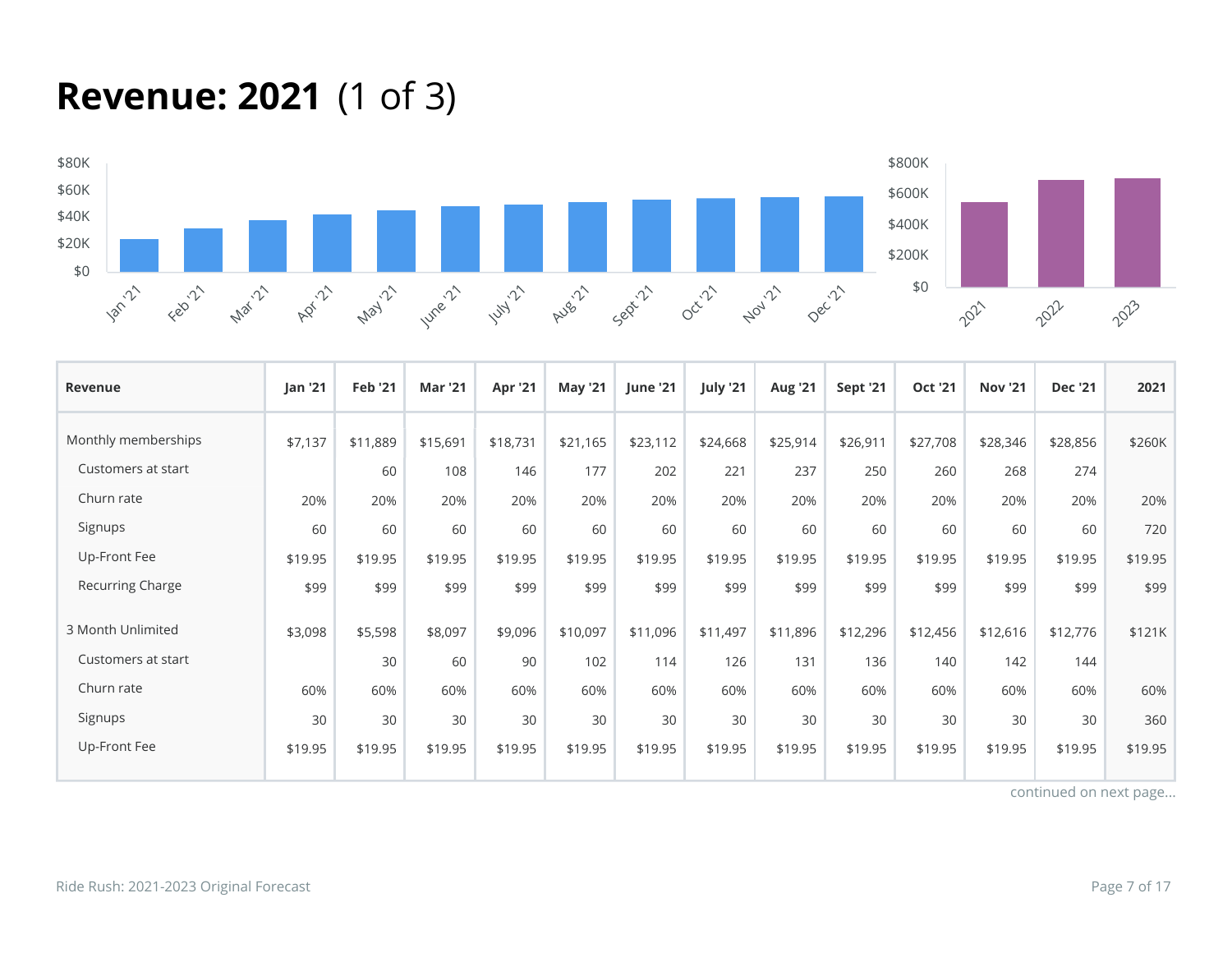# Revenue: 2021 (1 of 3)

| Revenue | Jan '21 | Feb '21 | Mar '21 | Apr '21 | May '21 | June '21 | July '21 | Aug '21 | Sept '21 | Oct '21 | Nov '21 | Dec '21 | 2021 |
|---|---|---|---|---|---|---|---|---|---|---|---|---|---|
| Monthly memberships | $7,137 | $11,889 | $15,691 | $18,731 | $21,165 | $23,112 | $24,668 | $25,914 | $26,911 | $27,708 | $28,346 | $28,856 | $260K |
| Customers at start | | 60 | 108 | 146 | 177 | 202 | 221 | 237 | 250 | 260 | 268 | 274 | |
| Churn rate | 20% | 20% | 20% | 20% | 20% | 20% | 20% | 20% | 20% | 20% | 20% | 20% | 20% |
| Signups | 60 | 60 | 60 | 60 | 60 | 60 | 60 | 60 | 60 | 60 | 60 | 60 | 720 |
| Up-Front Fee | $19.95 | $19.95 | $19.95 | $19.95 | $19.95 | $19.95 | $19.95 | $19.95 | $19.95 | $19.95 | $19.95 | $19.95 | $19.95 |
| Recurring Charge | $99 | $99 | $99 | $99 | $99 | $99 | $99 | $99 | $99 | $99 | $99 | $99 | $99 |
| 3 Month Unlimited | $3,098 | $5,598 | $8,097 | $9,096 | $10,097 | $11,096 | $11,497 | $11,896 | $12,296 | $12,456 | $12,616 | $12,776 | $121K |
| Customers at start | | 30 | 60 | 90 | 102 | 114 | 126 | 131 | 136 | 140 | 142 | 144 | |
| Churn rate | 60% | 60% | 60% | 60% | 60% | 60% | 60% | 60% | 60% | 60% | 60% | 60% | 60% |
| Signups | 30 | 30 | 30 | 30 | 30 | 30 | 30 | 30 | 30 | 30 | 30 | 30 | 360 |
| Up-Front Fee | $19.95 | $19.95 | $19.95 | $19.95 | $19.95 | $19.95 | $19.95 | $19.95 | $19.95 | $19.95 | $19.95 | $19.95 | $19.95 |

continued on next page...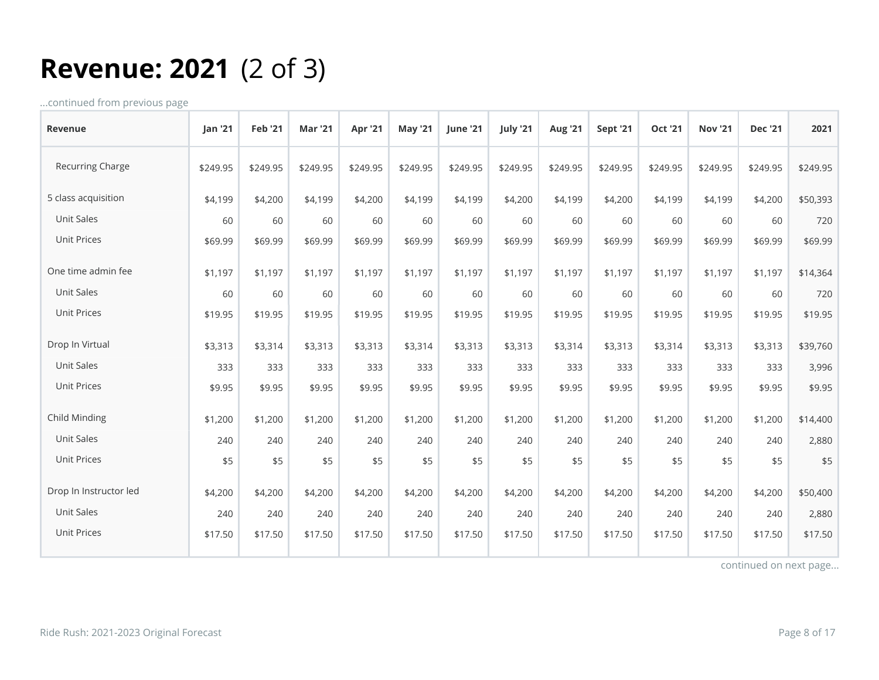# Revenue: 2021 (2 of 3)

...continued from previous page

| Revenue | Jan '21 | Feb '21 | Mar '21 | Apr '21 | May '21 | June '21 | July '21 | Aug '21 | Sept '21 | Oct '21 | Nov '21 | Dec '21 | 2021 |
|---|---|---|---|---|---|---|---|---|---|---|---|---|---|
| Recurring Charge | $249.95 | $249.95 | $249.95 | $249.95 | $249.95 | $249.95 | $249.95 | $249.95 | $249.95 | $249.95 | $249.95 | $249.95 | $249.95 |
| 5 class acquisition | $4,199 | $4,200 | $4,199 | $4,200 | $4,199 | $4,199 | $4,200 | $4,199 | $4,200 | $4,199 | $4,199 | $4,200 | $50,393 |
| Unit Sales | 60 | 60 | 60 | 60 | 60 | 60 | 60 | 60 | 60 | 60 | 60 | 60 | 720 |
| Unit Prices | $69.99 | $69.99 | $69.99 | $69.99 | $69.99 | $69.99 | $69.99 | $69.99 | $69.99 | $69.99 | $69.99 | $69.99 | $69.99 |
| One time admin fee | $1,197 | $1,197 | $1,197 | $1,197 | $1,197 | $1,197 | $1,197 | $1,197 | $1,197 | $1,197 | $1,197 | $1,197 | $14,364 |
| Unit Sales | 60 | 60 | 60 | 60 | 60 | 60 | 60 | 60 | 60 | 60 | 60 | 60 | 720 |
| Unit Prices | $19.95 | $19.95 | $19.95 | $19.95 | $19.95 | $19.95 | $19.95 | $19.95 | $19.95 | $19.95 | $19.95 | $19.95 | $19.95 |
| Drop In Virtual | $3,313 | $3,314 | $3,313 | $3,313 | $3,314 | $3,313 | $3,313 | $3,314 | $3,313 | $3,314 | $3,313 | $3,313 | $39,760 |
| Unit Sales | 333 | 333 | 333 | 333 | 333 | 333 | 333 | 333 | 333 | 333 | 333 | 333 | 3,996 |
| Unit Prices | $9.95 | $9.95 | $9.95 | $9.95 | $9.95 | $9.95 | $9.95 | $9.95 | $9.95 | $9.95 | $9.95 | $9.95 | $9.95 |
| Child Minding | $1,200 | $1,200 | $1,200 | $1,200 | $1,200 | $1,200 | $1,200 | $1,200 | $1,200 | $1,200 | $1,200 | $1,200 | $14,400 |
| Unit Sales | 240 | 240 | 240 | 240 | 240 | 240 | 240 | 240 | 240 | 240 | 240 | 240 | 2,880 |
| Unit Prices | $5 | $5 | $5 | $5 | $5 | $5 | $5 | $5 | $5 | $5 | $5 | $5 | $5 |
| Drop In Instructor led | $4,200 | $4,200 | $4,200 | $4,200 | $4,200 | $4,200 | $4,200 | $4,200 | $4,200 | $4,200 | $4,200 | $4,200 | $50,400 |
| Unit Sales | 240 | 240 | 240 | 240 | 240 | 240 | 240 | 240 | 240 | 240 | 240 | 240 | 2,880 |
| Unit Prices | $17.50 | $17.50 | $17.50 | $17.50 | $17.50 | $17.50 | $17.50 | $17.50 | $17.50 | $17.50 | $17.50 | $17.50 | $17.50 |

continued on next page...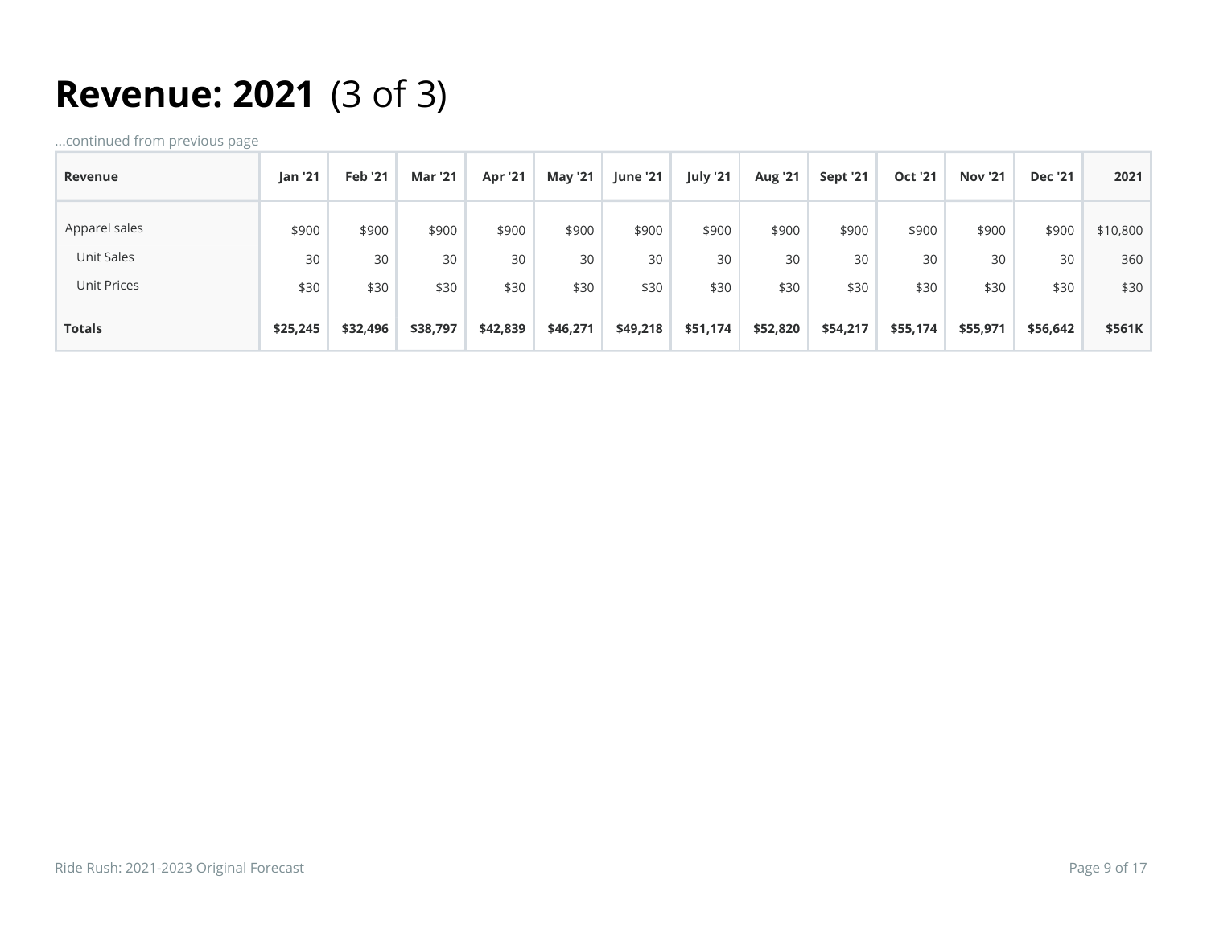# Revenue: 2021 (3 of 3)

...continued from previous page

| Revenue | Jan '21 | Feb '21 | Mar '21 | Apr '21 | May '21 | June '21 | July '21 | Aug '21 | Sept '21 | Oct '21 | Nov '21 | Dec '21 | 2021 |
|---|---|---|---|---|---|---|---|---|---|---|---|---|---|
| Apparel sales | $900 | $900 | $900 | $900 | $900 | $900 | $900 | $900 | $900 | $900 | $900 | $900 | $10,800 |
| Unit Sales | 30 | 30 | 30 | 30 | 30 | 30 | 30 | 30 | 30 | 30 | 30 | 30 | 360 |
| Unit Prices | $30 | $30 | $30 | $30 | $30 | $30 | $30 | $30 | $30 | $30 | $30 | $30 | $30 |
| **Totals** | **$25,245** | **$32,496** | **$38,797** | **$42,839** | **$46,271** | **$49,218** | **$51,174** | **$52,820** | **$54,217** | **$55,174** | **$55,971** | **$56,642** | **$561K** |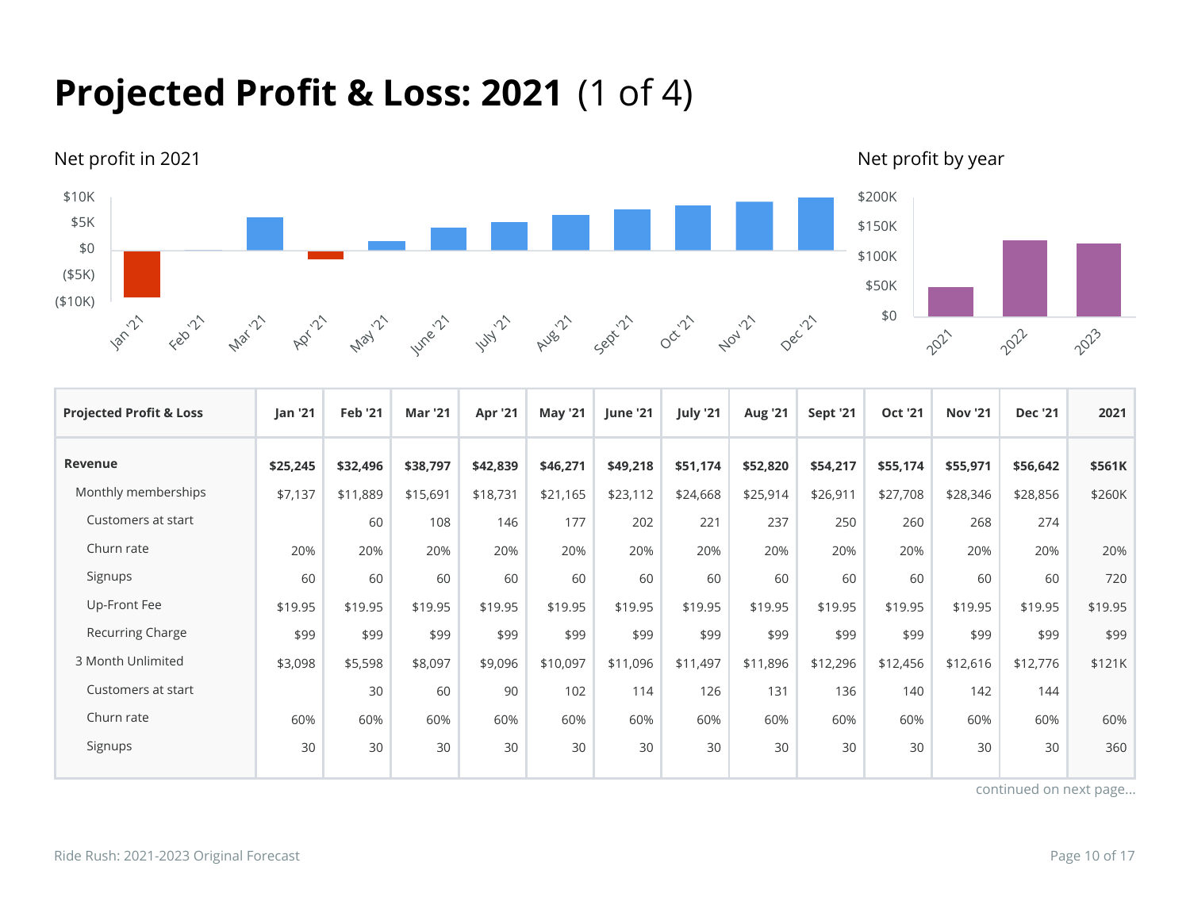# Projected Profit & Loss: 2021 (1 of 4)

Net profit in 2021

Net profit by year

| Projected Profit & Loss | Jan '21 | Feb '21 | Mar '21 | Apr '21 | May '21 | June '21 | July '21 | Aug '21 | Sept '21 | Oct '21 | Nov '21 | Dec '21 | 2021 |
|---|---|---|---|---|---|---|---|---|---|---|---|---|---|
| **Revenue** | **$25,245** | **$32,496** | **$38,797** | **$42,839** | **$46,271** | **$49,218** | **$51,174** | **$52,820** | **$54,217** | **$55,174** | **$55,971** | **$56,642** | **$561K** |
| Monthly memberships | $7,137 | $11,889 | $15,691 | $18,731 | $21,165 | $23,112 | $24,668 | $25,914 | $26,911 | $27,708 | $28,346 | $28,856 | $260K |
| Customers at start | | 60 | 108 | 146 | 177 | 202 | 221 | 237 | 250 | 260 | 268 | 274 | |
| Churn rate | 20% | 20% | 20% | 20% | 20% | 20% | 20% | 20% | 20% | 20% | 20% | 20% | 20% |
| Signups | 60 | 60 | 60 | 60 | 60 | 60 | 60 | 60 | 60 | 60 | 60 | 60 | 720 |
| Up-Front Fee | $19.95 | $19.95 | $19.95 | $19.95 | $19.95 | $19.95 | $19.95 | $19.95 | $19.95 | $19.95 | $19.95 | $19.95 | $19.95 |
| Recurring Charge | $99 | $99 | $99 | $99 | $99 | $99 | $99 | $99 | $99 | $99 | $99 | $99 | $99 |
| 3 Month Unlimited | $3,098 | $5,598 | $8,097 | $9,096 | $10,097 | $11,096 | $11,497 | $11,896 | $12,296 | $12,456 | $12,616 | $12,776 | $121K |
| Customers at start | | 30 | 60 | 90 | 102 | 114 | 126 | 131 | 136 | 140 | 142 | 144 | |
| Churn rate | 60% | 60% | 60% | 60% | 60% | 60% | 60% | 60% | 60% | 60% | 60% | 60% | 60% |
| Signups | 30 | 30 | 30 | 30 | 30 | 30 | 30 | 30 | 30 | 30 | 30 | 30 | 360 |

continued on next page...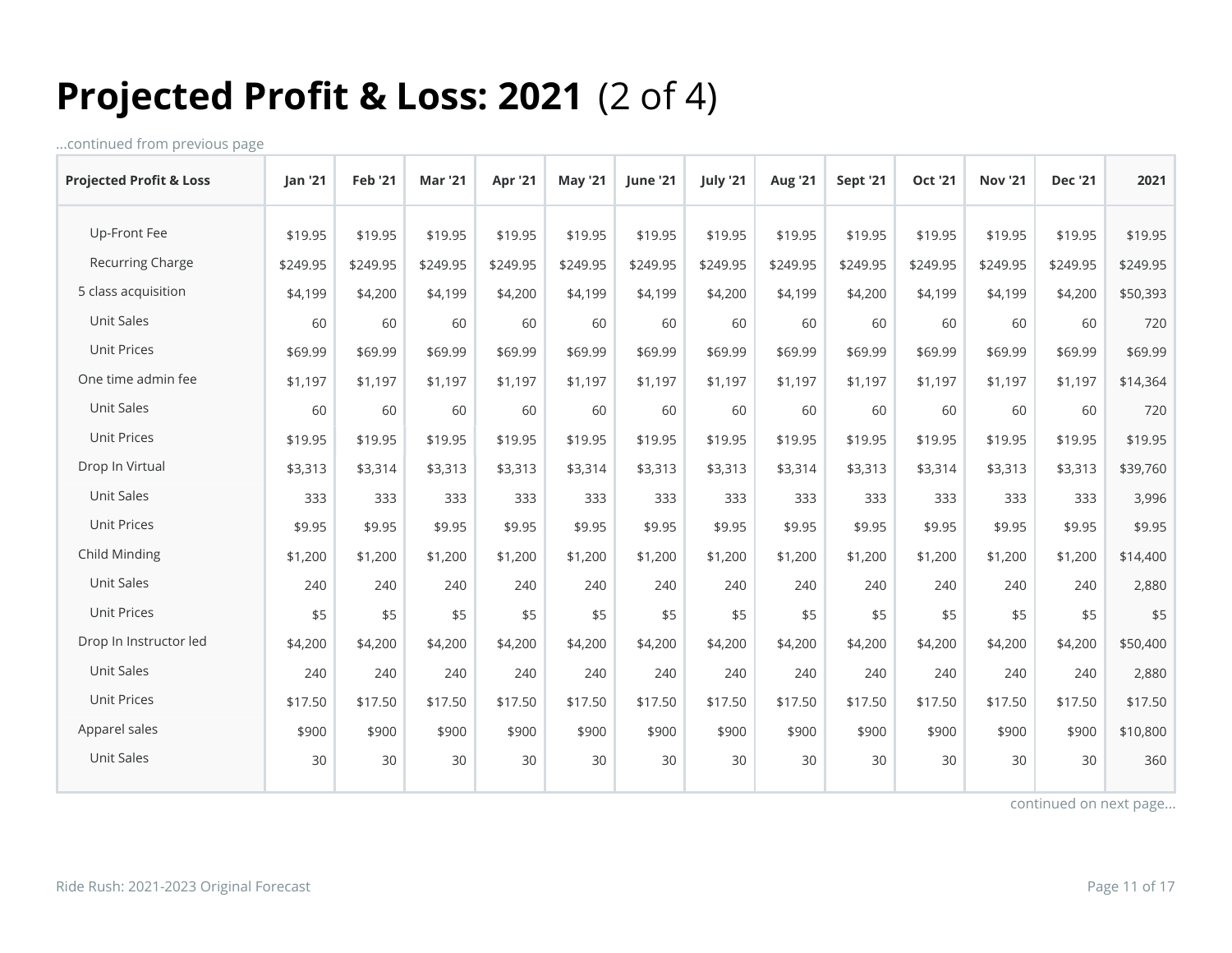# Projected Profit & Loss: 2021 (2 of 4)

...continued from previous page

| Projected Profit & Loss | Jan '21 | Feb '21 | Mar '21 | Apr '21 | May '21 | June '21 | July '21 | Aug '21 | Sept '21 | Oct '21 | Nov '21 | Dec '21 | 2021 |
|---|---|---|---|---|---|---|---|---|---|---|---|---|---|
| Up-Front Fee | $19.95 | $19.95 | $19.95 | $19.95 | $19.95 | $19.95 | $19.95 | $19.95 | $19.95 | $19.95 | $19.95 | $19.95 | $19.95 |
| Recurring Charge | $249.95 | $249.95 | $249.95 | $249.95 | $249.95 | $249.95 | $249.95 | $249.95 | $249.95 | $249.95 | $249.95 | $249.95 | $249.95 |
| 5 class acquisition | $4,199 | $4,200 | $4,199 | $4,200 | $4,199 | $4,199 | $4,200 | $4,199 | $4,200 | $4,199 | $4,199 | $4,200 | $50,393 |
| Unit Sales | 60 | 60 | 60 | 60 | 60 | 60 | 60 | 60 | 60 | 60 | 60 | 60 | 720 |
| Unit Prices | $69.99 | $69.99 | $69.99 | $69.99 | $69.99 | $69.99 | $69.99 | $69.99 | $69.99 | $69.99 | $69.99 | $69.99 | $69.99 |
| One time admin fee | $1,197 | $1,197 | $1,197 | $1,197 | $1,197 | $1,197 | $1,197 | $1,197 | $1,197 | $1,197 | $1,197 | $1,197 | $14,364 |
| Unit Sales | 60 | 60 | 60 | 60 | 60 | 60 | 60 | 60 | 60 | 60 | 60 | 60 | 720 |
| Unit Prices | $19.95 | $19.95 | $19.95 | $19.95 | $19.95 | $19.95 | $19.95 | $19.95 | $19.95 | $19.95 | $19.95 | $19.95 | $19.95 |
| Drop In Virtual | $3,313 | $3,314 | $3,313 | $3,313 | $3,314 | $3,313 | $3,313 | $3,314 | $3,313 | $3,314 | $3,313 | $3,313 | $39,760 |
| Unit Sales | 333 | 333 | 333 | 333 | 333 | 333 | 333 | 333 | 333 | 333 | 333 | 333 | 3,996 |
| Unit Prices | $9.95 | $9.95 | $9.95 | $9.95 | $9.95 | $9.95 | $9.95 | $9.95 | $9.95 | $9.95 | $9.95 | $9.95 | $9.95 |
| Child Minding | $1,200 | $1,200 | $1,200 | $1,200 | $1,200 | $1,200 | $1,200 | $1,200 | $1,200 | $1,200 | $1,200 | $1,200 | $14,400 |
| Unit Sales | 240 | 240 | 240 | 240 | 240 | 240 | 240 | 240 | 240 | 240 | 240 | 240 | 2,880 |
| Unit Prices | $5 | $5 | $5 | $5 | $5 | $5 | $5 | $5 | $5 | $5 | $5 | $5 | $5 |
| Drop In Instructor led | $4,200 | $4,200 | $4,200 | $4,200 | $4,200 | $4,200 | $4,200 | $4,200 | $4,200 | $4,200 | $4,200 | $4,200 | $50,400 |
| Unit Sales | 240 | 240 | 240 | 240 | 240 | 240 | 240 | 240 | 240 | 240 | 240 | 240 | 2,880 |
| Unit Prices | $17.50 | $17.50 | $17.50 | $17.50 | $17.50 | $17.50 | $17.50 | $17.50 | $17.50 | $17.50 | $17.50 | $17.50 | $17.50 |
| Apparel sales | $900 | $900 | $900 | $900 | $900 | $900 | $900 | $900 | $900 | $900 | $900 | $900 | $10,800 |
| Unit Sales | 30 | 30 | 30 | 30 | 30 | 30 | 30 | 30 | 30 | 30 | 30 | 30 | 360 |

continued on next page...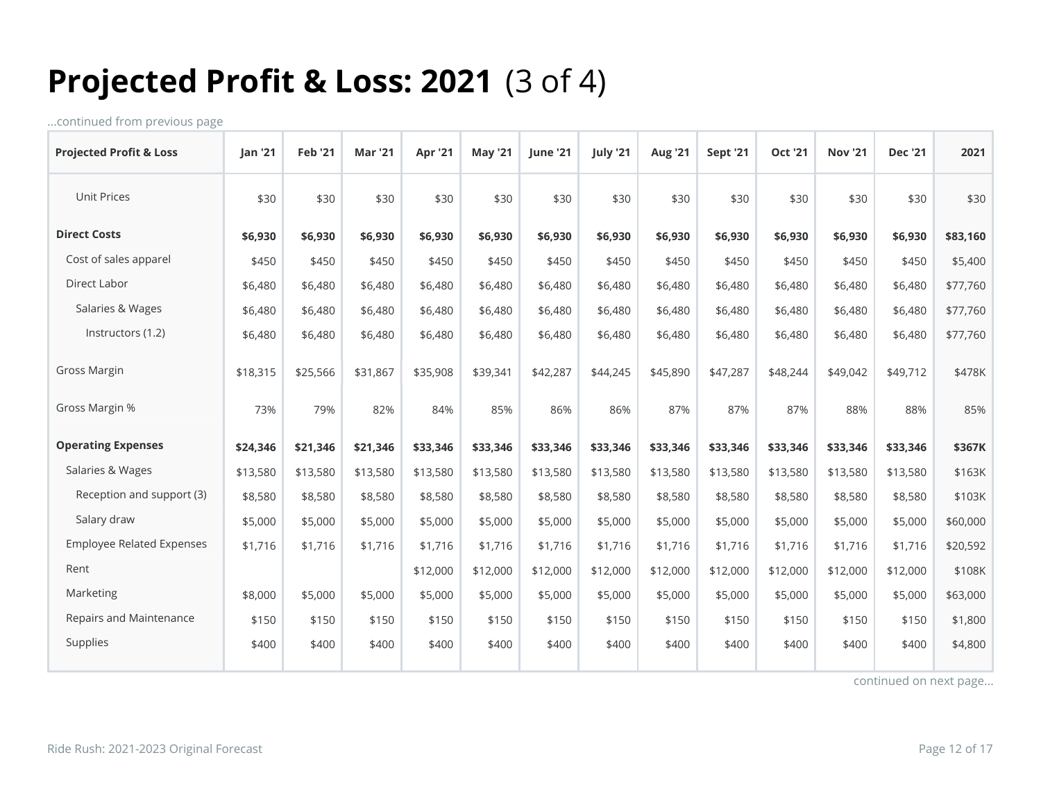# Projected Profit & Loss: 2021 (3 of 4)

...continued from previous page

| Projected Profit & Loss | Jan '21 | Feb '21 | Mar '21 | Apr '21 | May '21 | June '21 | July '21 | Aug '21 | Sept '21 | Oct '21 | Nov '21 | Dec '21 | 2021 |
|---|---|---|---|---|---|---|---|---|---|---|---|---|---|
| Unit Prices | $30 | $30 | $30 | $30 | $30 | $30 | $30 | $30 | $30 | $30 | $30 | $30 | $30 |
| **Direct Costs** | **$6,930** | **$6,930** | **$6,930** | **$6,930** | **$6,930** | **$6,930** | **$6,930** | **$6,930** | **$6,930** | **$6,930** | **$6,930** | **$6,930** | **$83,160** |
| Cost of sales apparel | $450 | $450 | $450 | $450 | $450 | $450 | $450 | $450 | $450 | $450 | $450 | $450 | $5,400 |
| Direct Labor | $6,480 | $6,480 | $6,480 | $6,480 | $6,480 | $6,480 | $6,480 | $6,480 | $6,480 | $6,480 | $6,480 | $6,480 | $77,760 |
| Salaries & Wages | $6,480 | $6,480 | $6,480 | $6,480 | $6,480 | $6,480 | $6,480 | $6,480 | $6,480 | $6,480 | $6,480 | $6,480 | $77,760 |
| Instructors (1.2) | $6,480 | $6,480 | $6,480 | $6,480 | $6,480 | $6,480 | $6,480 | $6,480 | $6,480 | $6,480 | $6,480 | $6,480 | $77,760 |
| Gross Margin | $18,315 | $25,566 | $31,867 | $35,908 | $39,341 | $42,287 | $44,245 | $45,890 | $47,287 | $48,244 | $49,042 | $49,712 | $478K |
| Gross Margin % | 73% | 79% | 82% | 84% | 85% | 86% | 86% | 87% | 87% | 87% | 88% | 88% | 85% |
| **Operating Expenses** | **$24,346** | **$21,346** | **$21,346** | **$33,346** | **$33,346** | **$33,346** | **$33,346** | **$33,346** | **$33,346** | **$33,346** | **$33,346** | **$33,346** | **$367K** |
| Salaries & Wages | $13,580 | $13,580 | $13,580 | $13,580 | $13,580 | $13,580 | $13,580 | $13,580 | $13,580 | $13,580 | $13,580 | $13,580 | $163K |
| Reception and support (3) | $8,580 | $8,580 | $8,580 | $8,580 | $8,580 | $8,580 | $8,580 | $8,580 | $8,580 | $8,580 | $8,580 | $8,580 | $103K |
| Salary draw | $5,000 | $5,000 | $5,000 | $5,000 | $5,000 | $5,000 | $5,000 | $5,000 | $5,000 | $5,000 | $5,000 | $5,000 | $60,000 |
| Employee Related Expenses | $1,716 | $1,716 | $1,716 | $1,716 | $1,716 | $1,716 | $1,716 | $1,716 | $1,716 | $1,716 | $1,716 | $1,716 | $20,592 |
| Rent | | | | $12,000 | $12,000 | $12,000 | $12,000 | $12,000 | $12,000 | $12,000 | $12,000 | $12,000 | $108K |
| Marketing | $8,000 | $5,000 | $5,000 | $5,000 | $5,000 | $5,000 | $5,000 | $5,000 | $5,000 | $5,000 | $5,000 | $5,000 | $63,000 |
| Repairs and Maintenance | $150 | $150 | $150 | $150 | $150 | $150 | $150 | $150 | $150 | $150 | $150 | $150 | $1,800 |
| Supplies | $400 | $400 | $400 | $400 | $400 | $400 | $400 | $400 | $400 | $400 | $400 | $400 | $4,800 |

continued on next page...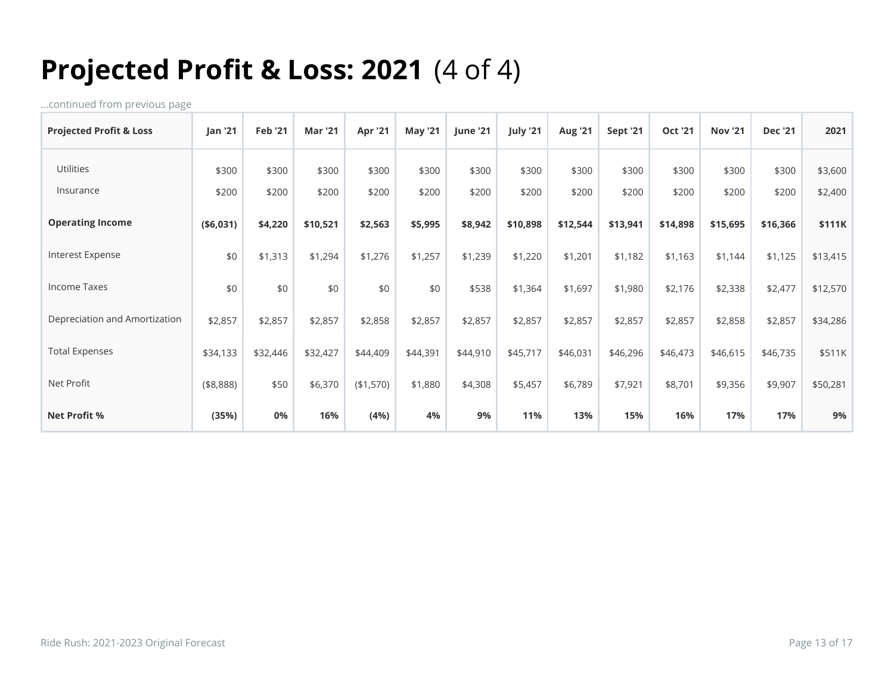# Projected Profit & Loss: 2021 (4 of 4)

...continued from previous page

| Projected Profit & Loss | Jan '21 | Feb '21 | Mar '21 | Apr '21 | May '21 | June '21 | July '21 | Aug '21 | Sept '21 | Oct '21 | Nov '21 | Dec '21 | 2021 |
|---|---|---|---|---|---|---|---|---|---|---|---|---|---|
| Utilities | $300 | $300 | $300 | $300 | $300 | $300 | $300 | $300 | $300 | $300 | $300 | $300 | $3,600 |
| Insurance | $200 | $200 | $200 | $200 | $200 | $200 | $200 | $200 | $200 | $200 | $200 | $200 | $2,400 |
| **Operating Income** | **($6,031)** | **$4,220** | **$10,521** | **$2,563** | **$5,995** | **$8,942** | **$10,898** | **$12,544** | **$13,941** | **$14,898** | **$15,695** | **$16,366** | **$111K** |
| Interest Expense | $0 | $1,313 | $1,294 | $1,276 | $1,257 | $1,239 | $1,220 | $1,201 | $1,182 | $1,163 | $1,144 | $1,125 | $13,415 |
| Income Taxes | $0 | $0 | $0 | $0 | $0 | $538 | $1,364 | $1,697 | $1,980 | $2,176 | $2,338 | $2,477 | $12,570 |
| Depreciation and Amortization | $2,857 | $2,857 | $2,857 | $2,858 | $2,857 | $2,857 | $2,857 | $2,857 | $2,857 | $2,857 | $2,858 | $2,857 | $34,286 |
| Total Expenses | $34,133 | $32,446 | $32,427 | $44,409 | $44,391 | $44,910 | $45,717 | $46,031 | $46,296 | $46,473 | $46,615 | $46,735 | $511K |
| Net Profit | ($8,888) | $50 | $6,370 | ($1,570) | $1,880 | $4,308 | $5,457 | $6,789 | $7,921 | $8,701 | $9,356 | $9,907 | $50,281 |
| **Net Profit %** | **(35%)** | **0%** | **16%** | **(4%)** | **4%** | **9%** | **11%** | **13%** | **15%** | **16%** | **17%** | **17%** | **9%** |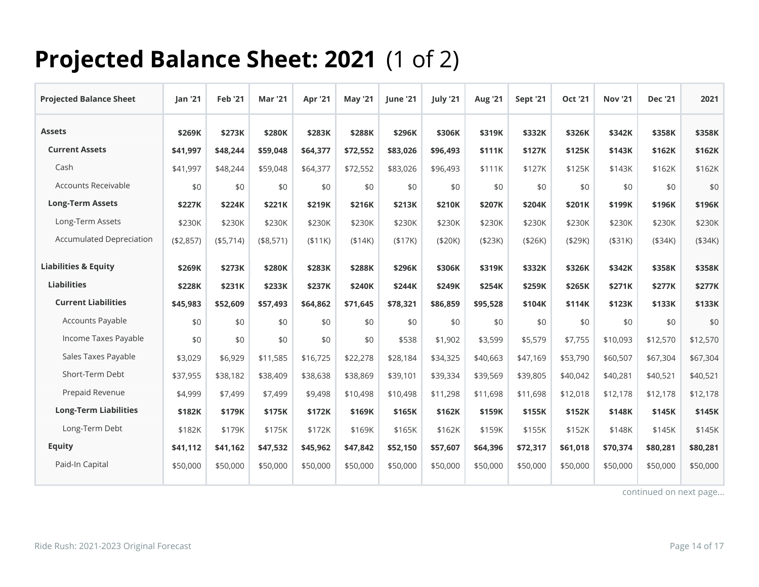# Projected Balance Sheet: 2021 (1 of 2)

| Projected Balance Sheet | Jan '21 | Feb '21 | Mar '21 | Apr '21 | May '21 | June '21 | July '21 | Aug '21 | Sept '21 | Oct '21 | Nov '21 | Dec '21 | 2021 |
|---|---|---|---|---|---|---|---|---|---|---|---|---|---|
| **Assets** | **$269K** | **$273K** | **$280K** | **$283K** | **$288K** | **$296K** | **$306K** | **$319K** | **$332K** | **$326K** | **$342K** | **$358K** | **$358K** |
| **Current Assets** | **$41,997** | **$48,244** | **$59,048** | **$64,377** | **$72,552** | **$83,026** | **$96,493** | **$111K** | **$127K** | **$125K** | **$143K** | **$162K** | **$162K** |
| Cash | $41,997 | $48,244 | $59,048 | $64,377 | $72,552 | $83,026 | $96,493 | $111K | $127K | $125K | $143K | $162K | $162K |
| Accounts Receivable | $0 | $0 | $0 | $0 | $0 | $0 | $0 | $0 | $0 | $0 | $0 | $0 | $0 |
| **Long-Term Assets** | **$227K** | **$224K** | **$221K** | **$219K** | **$216K** | **$213K** | **$210K** | **$207K** | **$204K** | **$201K** | **$199K** | **$196K** | **$196K** |
| Long-Term Assets | $230K | $230K | $230K | $230K | $230K | $230K | $230K | $230K | $230K | $230K | $230K | $230K | $230K |
| Accumulated Depreciation | ($2,857) | ($5,714) | ($8,571) | ($11K) | ($14K) | ($17K) | ($20K) | ($23K) | ($26K) | ($29K) | ($31K) | ($34K) | ($34K) |
| **Liabilities & Equity** | **$269K** | **$273K** | **$280K** | **$283K** | **$288K** | **$296K** | **$306K** | **$319K** | **$332K** | **$326K** | **$342K** | **$358K** | **$358K** |
| **Liabilities** | **$228K** | **$231K** | **$233K** | **$237K** | **$240K** | **$244K** | **$249K** | **$254K** | **$259K** | **$265K** | **$271K** | **$277K** | **$277K** |
| **Current Liabilities** | **$45,983** | **$52,609** | **$57,493** | **$64,862** | **$71,645** | **$78,321** | **$86,859** | **$95,528** | **$104K** | **$114K** | **$123K** | **$133K** | **$133K** |
| Accounts Payable | $0 | $0 | $0 | $0 | $0 | $0 | $0 | $0 | $0 | $0 | $0 | $0 | $0 |
| Income Taxes Payable | $0 | $0 | $0 | $0 | $0 | $538 | $1,902 | $3,599 | $5,579 | $7,755 | $10,093 | $12,570 | $12,570 |
| Sales Taxes Payable | $3,029 | $6,929 | $11,585 | $16,725 | $22,278 | $28,184 | $34,325 | $40,663 | $47,169 | $53,790 | $60,507 | $67,304 | $67,304 |
| Short-Term Debt | $37,955 | $38,182 | $38,409 | $38,638 | $38,869 | $39,101 | $39,334 | $39,569 | $39,805 | $40,042 | $40,281 | $40,521 | $40,521 |
| Prepaid Revenue | $4,999 | $7,499 | $7,499 | $9,498 | $10,498 | $10,498 | $11,298 | $11,698 | $11,698 | $12,018 | $12,178 | $12,178 | $12,178 |
| **Long-Term Liabilities** | **$182K** | **$179K** | **$175K** | **$172K** | **$169K** | **$165K** | **$162K** | **$159K** | **$155K** | **$152K** | **$148K** | **$145K** | **$145K** |
| Long-Term Debt | $182K | $179K | $175K | $172K | $169K | $165K | $162K | $159K | $155K | $152K | $148K | $145K | $145K |
| **Equity** | **$41,112** | **$41,162** | **$47,532** | **$45,962** | **$47,842** | **$52,150** | **$57,607** | **$64,396** | **$72,317** | **$61,018** | **$70,374** | **$80,281** | **$80,281** |
| Paid-In Capital | $50,000 | $50,000 | $50,000 | $50,000 | $50,000 | $50,000 | $50,000 | $50,000 | $50,000 | $50,000 | $50,000 | $50,000 | $50,000 |

continued on next page...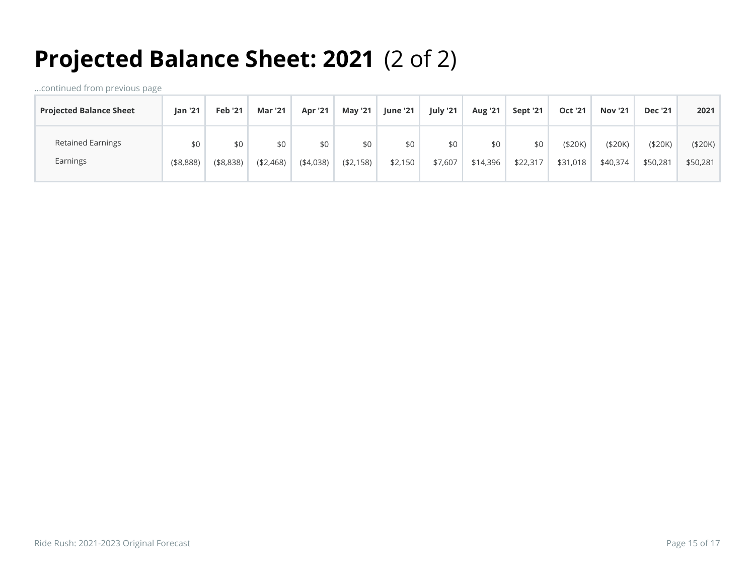# Projected Balance Sheet: 2021 (2 of 2)

...continued from previous page

| Projected Balance Sheet | Jan '21 | Feb '21 | Mar '21 | Apr '21 | May '21 | June '21 | July '21 | Aug '21 | Sept '21 | Oct '21 | Nov '21 | Dec '21 | 2021 |
|---|---|---|---|---|---|---|---|---|---|---|---|---|---|
| Retained Earnings | $0 | $0 | $0 | $0 | $0 | $0 | $0 | $0 | $0 | ($20K) | ($20K) | ($20K) | ($20K) |
| Earnings | ($8,888) | ($8,838) | ($2,468) | ($4,038) | ($2,158) | $2,150 | $7,607 | $14,396 | $22,317 | $31,018 | $40,374 | $50,281 | $50,281 |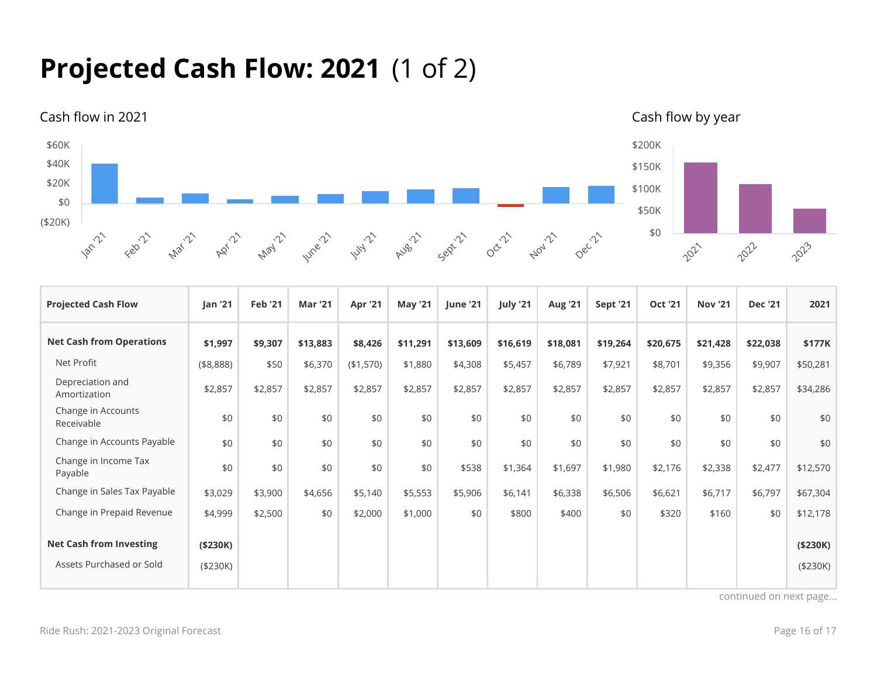# Projected Cash Flow: 2021 (1 of 2)

Cash flow in 2021

Cash flow by year

| Projected Cash Flow | Jan '21 | Feb '21 | Mar '21 | Apr '21 | May '21 | June '21 | July '21 | Aug '21 | Sept '21 | Oct '21 | Nov '21 | Dec '21 | 2021 |
|---|---|---|---|---|---|---|---|---|---|---|---|---|---|
| **Net Cash from Operations** | **$1,997** | **$9,307** | **$13,883** | **$8,426** | **$11,291** | **$13,609** | **$16,619** | **$18,081** | **$19,264** | **$20,675** | **$21,428** | **$22,038** | **$177K** |
| Net Profit | ($8,888) | $50 | $6,370 | ($1,570) | $1,880 | $4,308 | $5,457 | $6,789 | $7,921 | $8,701 | $9,356 | $9,907 | $50,281 |
| Depreciation and Amortization | $2,857 | $2,857 | $2,857 | $2,857 | $2,857 | $2,857 | $2,857 | $2,857 | $2,857 | $2,857 | $2,857 | $2,857 | $34,286 |
| Change in Accounts Receivable | $0 | $0 | $0 | $0 | $0 | $0 | $0 | $0 | $0 | $0 | $0 | $0 | $0 |
| Change in Accounts Payable | $0 | $0 | $0 | $0 | $0 | $0 | $0 | $0 | $0 | $0 | $0 | $0 | $0 |
| Change in Income Tax Payable | $0 | $0 | $0 | $0 | $0 | $538 | $1,364 | $1,697 | $1,980 | $2,176 | $2,338 | $2,477 | $12,570 |
| Change in Sales Tax Payable | $3,029 | $3,900 | $4,656 | $5,140 | $5,553 | $5,906 | $6,141 | $6,338 | $6,506 | $6,621 | $6,717 | $6,797 | $67,304 |
| Change in Prepaid Revenue | $4,999 | $2,500 | $0 | $2,000 | $1,000 | $0 | $800 | $400 | $0 | $320 | $160 | $0 | $12,178 |
| **Net Cash from Investing** | **($230K)** | | | | | | | | | | | | **($230K)** |
| Assets Purchased or Sold | ($230K) | | | | | | | | | | | | ($230K) |

continued on next page...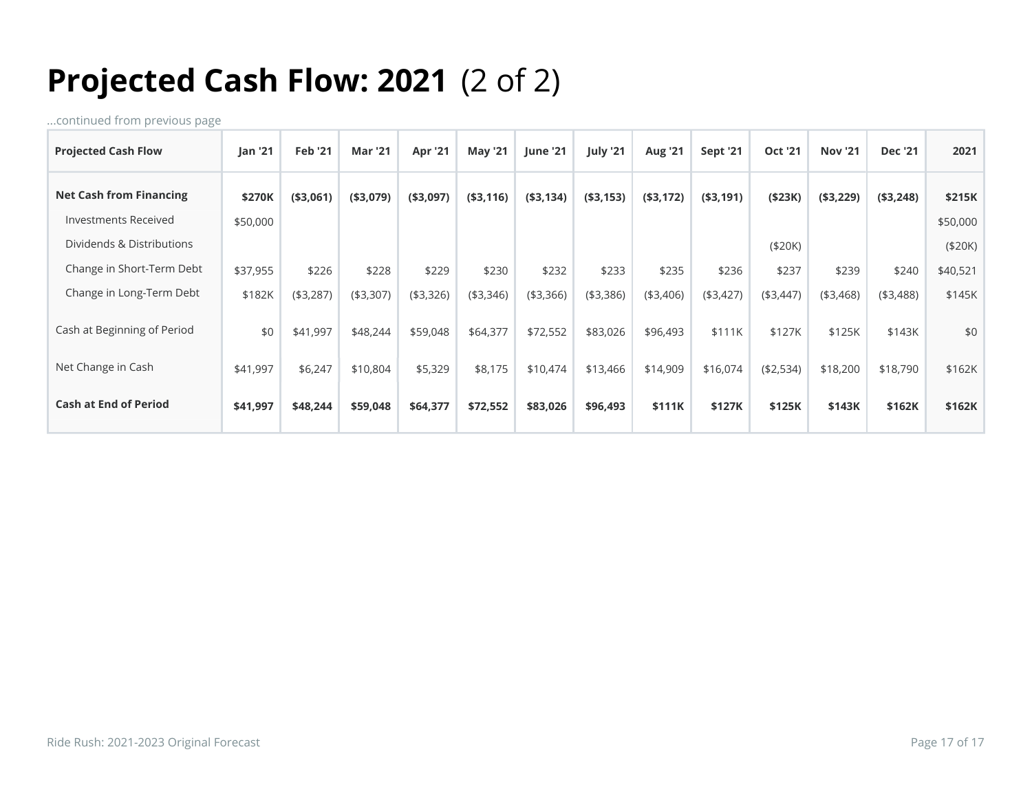# Projected Cash Flow: 2021 (2 of 2)

...continued from previous page

| Projected Cash Flow | Jan '21 | Feb '21 | Mar '21 | Apr '21 | May '21 | June '21 | July '21 | Aug '21 | Sept '21 | Oct '21 | Nov '21 | Dec '21 | 2021 |
|---|---|---|---|---|---|---|---|---|---|---|---|---|---|
| **Net Cash from Financing** | **$270K** | **($3,061)** | **($3,079)** | **($3,097)** | **($3,116)** | **($3,134)** | **($3,153)** | **($3,172)** | **($3,191)** | **($23K)** | **($3,229)** | **($3,248)** | **$215K** |
| Investments Received | $50,000 | | | | | | | | | | | | $50,000 |
| Dividends & Distributions | | | | | | | | | | ($20K) | | | ($20K) |
| Change in Short-Term Debt | $37,955 | $226 | $228 | $229 | $230 | $232 | $233 | $235 | $236 | $237 | $239 | $240 | $40,521 |
| Change in Long-Term Debt | $182K | ($3,287) | ($3,307) | ($3,326) | ($3,346) | ($3,366) | ($3,386) | ($3,406) | ($3,427) | ($3,447) | ($3,468) | ($3,488) | $145K |
| Cash at Beginning of Period | $0 | $41,997 | $48,244 | $59,048 | $64,377 | $72,552 | $83,026 | $96,493 | $111K | $127K | $125K | $143K | $0 |
| Net Change in Cash | $41,997 | $6,247 | $10,804 | $5,329 | $8,175 | $10,474 | $13,466 | $14,909 | $16,074 | ($2,534) | $18,200 | $18,790 | $162K |
| **Cash at End of Period** | **$41,997** | **$48,244** | **$59,048** | **$64,377** | **$72,552** | **$83,026** | **$96,493** | **$111K** | **$127K** | **$125K** | **$143K** | **$162K** | **$162K** |